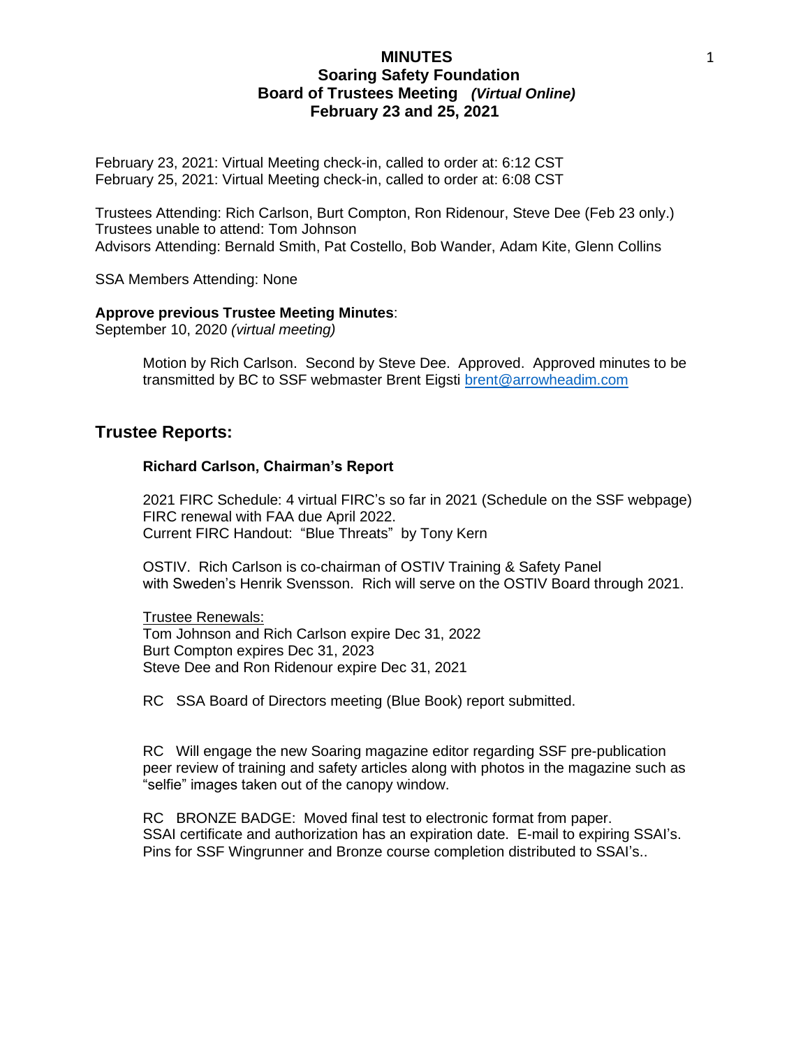# MINUTES
## Soaring Safety Foundation
## Board of Trustees Meeting *(Virtual Online)*
## February 23 and 25, 2021

February 23, 2021: Virtual Meeting check-in, called to order at: 6:12 CST
February 25, 2021: Virtual Meeting check-in, called to order at: 6:08 CST

Trustees Attending: Rich Carlson, Burt Compton, Ron Ridenour, Steve Dee (Feb 23 only.)
Trustees unable to attend: Tom Johnson
Advisors Attending: Bernald Smith, Pat Costello, Bob Wander, Adam Kite, Glenn Collins

SSA Members Attending: None

**Approve previous Trustee Meeting Minutes**:
September 10, 2020 *(virtual meeting)*

> Motion by Rich Carlson. Second by Steve Dee. Approved. Approved minutes to be transmitted by BC to SSF webmaster Brent Eigsti brent@arrowheadim.com

## Trustee Reports:

### Richard Carlson, Chairman's Report

2021 FIRC Schedule: 4 virtual FIRC's so far in 2021 (Schedule on the SSF webpage)
FIRC renewal with FAA due April 2022.
Current FIRC Handout: "Blue Threats" by Tony Kern

OSTIV. Rich Carlson is co-chairman of OSTIV Training & Safety Panel with Sweden's Henrik Svensson. Rich will serve on the OSTIV Board through 2021.

<u>Trustee Renewals:</u>
Tom Johnson and Rich Carlson expire Dec 31, 2022
Burt Compton expires Dec 31, 2023
Steve Dee and Ron Ridenour expire Dec 31, 2021

RC SSA Board of Directors meeting (Blue Book) report submitted.

RC Will engage the new Soaring magazine editor regarding SSF pre-publication peer review of training and safety articles along with photos in the magazine such as "selfie" images taken out of the canopy window.

RC BRONZE BADGE: Moved final test to electronic format from paper.
SSAI certificate and authorization has an expiration date. E-mail to expiring SSAI's.
Pins for SSF Wingrunner and Bronze course completion distributed to SSAI's..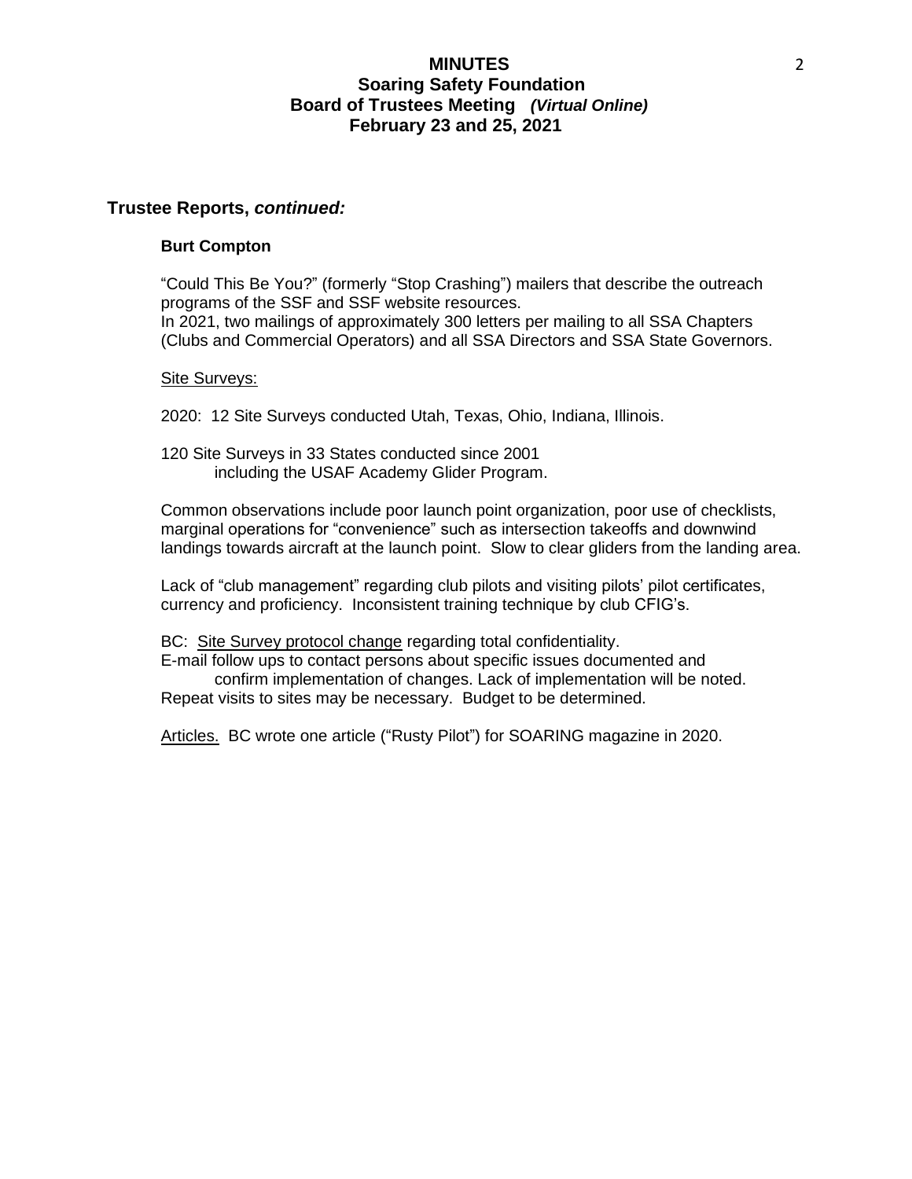## Trustee Reports, *continued:*

### Burt Compton

"Could This Be You?" (formerly "Stop Crashing") mailers that describe the outreach programs of the SSF and SSF website resources.
In 2021, two mailings of approximately 300 letters per mailing to all SSA Chapters (Clubs and Commercial Operators) and all SSA Directors and SSA State Governors.

<u>Site Surveys:</u>

2020: 12 Site Surveys conducted Utah, Texas, Ohio, Indiana, Illinois.

120 Site Surveys in 33 States conducted since 2001
including the USAF Academy Glider Program.

Common observations include poor launch point organization, poor use of checklists, marginal operations for "convenience" such as intersection takeoffs and downwind landings towards aircraft at the launch point. Slow to clear gliders from the landing area.

Lack of "club management" regarding club pilots and visiting pilots' pilot certificates, currency and proficiency. Inconsistent training technique by club CFIG's.

BC: <u>Site Survey protocol change</u> regarding total confidentiality.
E-mail follow ups to contact persons about specific issues documented and
confirm implementation of changes. Lack of implementation will be noted.
Repeat visits to sites may be necessary. Budget to be determined.

<u>Articles.</u> BC wrote one article ("Rusty Pilot") for SOARING magazine in 2020.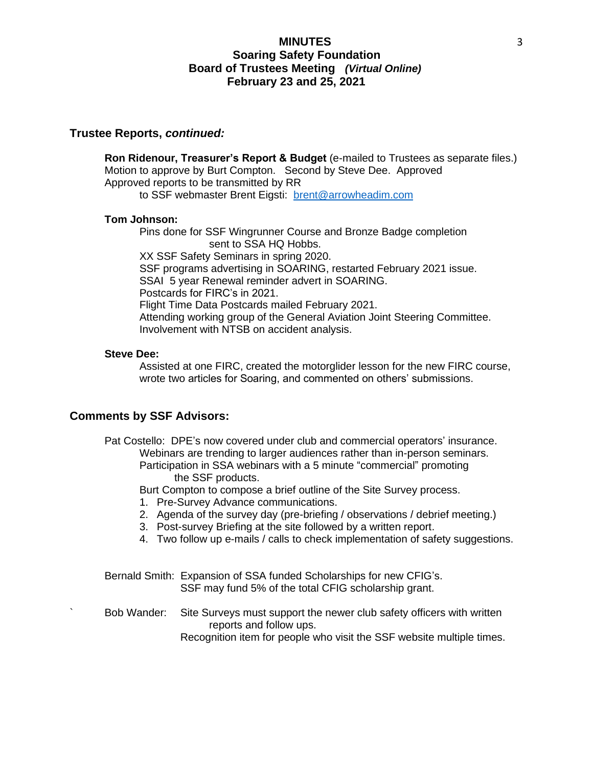# MINUTES
## Soaring Safety Foundation
## Board of Trustees Meeting *(Virtual Online)*
## February 23 and 25, 2021

### Trustee Reports, *continued:*

**Ron Ridenour, Treasurer's Report & Budget** (e-mailed to Trustees as separate files.)
Motion to approve by Burt Compton. Second by Steve Dee. Approved
Approved reports to be transmitted by RR
to SSF webmaster Brent Eigsti: [brent@arrowheadim.com](mailto:brent@arrowheadim.com)

**Tom Johnson:**

Pins done for SSF Wingrunner Course and Bronze Badge completion
sent to SSA HQ Hobbs.
XX SSF Safety Seminars in spring 2020.
SSF programs advertising in SOARING, restarted February 2021 issue.
SSAI 5 year Renewal reminder advert in SOARING.
Postcards for FIRC's in 2021.
Flight Time Data Postcards mailed February 2021.
Attending working group of the General Aviation Joint Steering Committee.
Involvement with NTSB on accident analysis.

**Steve Dee:**

Assisted at one FIRC, created the motorglider lesson for the new FIRC course, wrote two articles for Soaring, and commented on others' submissions.

### Comments by SSF Advisors:

Pat Costello: DPE's now covered under club and commercial operators' insurance.
Webinars are trending to larger audiences rather than in-person seminars.
Participation in SSA webinars with a 5 minute "commercial" promoting
the SSF products.
Burt Compton to compose a brief outline of the Site Survey process.

1. Pre-Survey Advance communications.
2. Agenda of the survey day (pre-briefing / observations / debrief meeting.)
3. Post-survey Briefing at the site followed by a written report.
4. Two follow up e-mails / calls to check implementation of safety suggestions.

Bernald Smith: Expansion of SSA funded Scholarships for new CFIG's.
SSF may fund 5% of the total CFIG scholarship grant.

Bob Wander: Site Surveys must support the newer club safety officers with written
reports and follow ups.
Recognition item for people who visit the SSF website multiple times.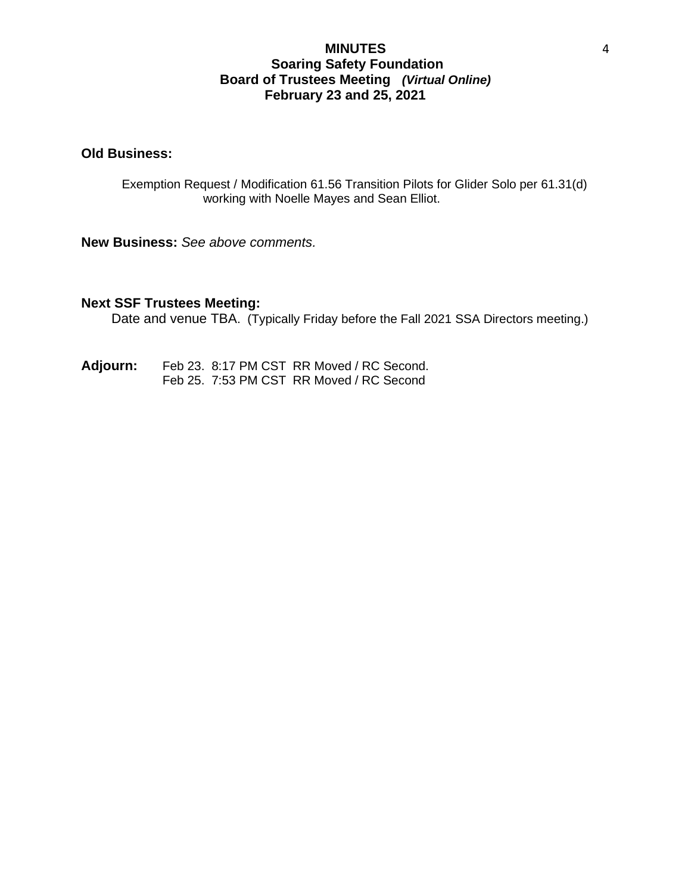# MINUTES
## Soaring Safety Foundation
## Board of Trustees Meeting *(Virtual Online)*
## February 23 and 25, 2021

**Old Business:**

Exemption Request / Modification 61.56 Transition Pilots for Glider Solo per 61.31(d) working with Noelle Mayes and Sean Elliot.

**New Business:** *See above comments.*

**Next SSF Trustees Meeting:**
Date and venue TBA. (Typically Friday before the Fall 2021 SSA Directors meeting.)

**Adjourn:** Feb 23. 8:17 PM CST RR Moved / RC Second.
Feb 25. 7:53 PM CST RR Moved / RC Second